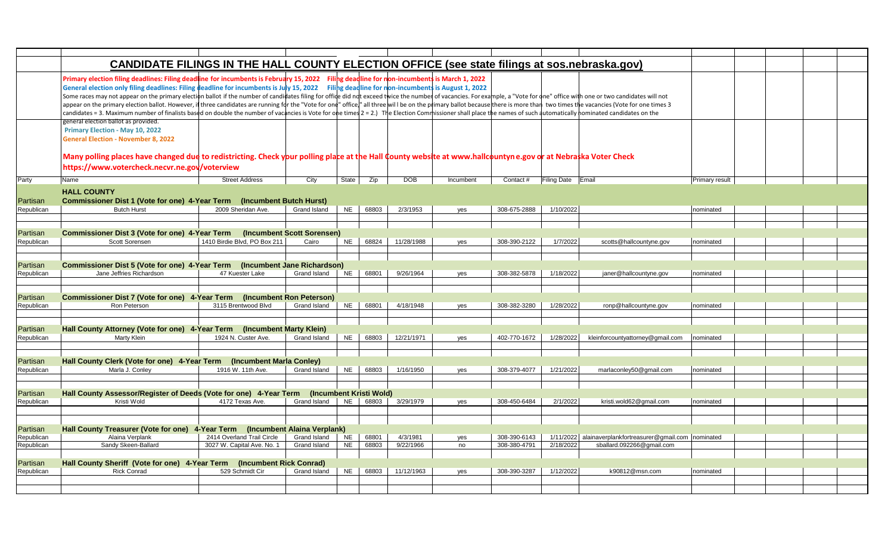# CANDIDATE FILINGS IN THE HALL COUNTY ELECTION OFFICE (see state filings at sos.nebraska.gov)

**Primary election filing deadlines: Filing deadline for incumbents is February 15, 2022 Filing deadline for non-incumbents is March 1, 2022**

**General election only filing deadlines: Filing deadline for incumbents is July 15, 2022 Filing deadline for non-incumbents is August 1, 2022**

Some races may not appear on the primary election ballot if the number of candidates filing for office did not exceed twice the number of vacancies. For example, a "Vote for one" office with one or two candidates will not appear on the primary election ballot. However, if three candidates are running for the "Vote for one" office," all three will be on the primary ballot because there is more than two times the vacancies (Vote for one times 3 candidates = 3. Maximum number of finalists based on double the number of vacancies is Vote for one times 2 = 2.) The Election Commissioner shall place the names of such automatically nominated candidates on the general election ballot as provided.

**Primary Election - May 10, 2022**

**General Election - November 8, 2022**

**Many polling places have changed due to redistricting. Check your polling place at the Hall County website at www.hallcountyne.gov or at Nebraska Voter Check https://www.votercheck.necvr.ne.gov/voterview**

| Party | Name | Street Address | City | State | Zip | DOB | Incumbent | Contact # | Filing Date | Email | Primary result |
|---|---|---|---|---|---|---|---|---|---|---|---|
| | **HALL COUNTY** | | | | | | | | | | |
| Partisan | **Commissioner Dist 1 (Vote for one) 4-Year Term (Incumbent Butch Hurst)** | | | | | | | | | | |
| Republican | Butch Hurst | 2009 Sheridan Ave. | Grand Island | NE | 68803 | 2/3/1953 | yes | 308-675-2888 | 1/10/2022 | | nominated |
| Partisan | **Commissioner Dist 3 (Vote for one) 4-Year Term (Incumbent Scott Sorensen)** | | | | | | | | | | |
| Republican | Scott Sorensen | 1410 Birdie Blvd, PO Box 211 | Cairo | NE | 68824 | 11/28/1988 | yes | 308-390-2122 | 1/7/2022 | scotts@hallcountyne.gov | nominated |
| Partisan | **Commissioner Dist 5 (Vote for one) 4-Year Term (Incumbent Jane Richardson)** | | | | | | | | | | |
| Republican | Jane Jeffries Richardson | 47 Kuester Lake | Grand Island | NE | 68801 | 9/26/1964 | yes | 308-382-5878 | 1/18/2022 | janer@hallcountyne.gov | nominated |
| Partisan | **Commissioner Dist 7 (Vote for one) 4-Year Term (Incumbent Ron Peterson)** | | | | | | | | | | |
| Republican | Ron Peterson | 3115 Brentwood Blvd | Grand Island | NE | 68801 | 4/18/1948 | yes | 308-382-3280 | 1/28/2022 | ronp@hallcountyne.gov | nominated |
| Partisan | **Hall County Attorney (Vote for one) 4-Year Term (Incumbent Marty Klein)** | | | | | | | | | | |
| Republican | Marty Klein | 1924 N. Custer Ave. | Grand Island | NE | 68803 | 12/21/1971 | yes | 402-770-1672 | 1/28/2022 | kleinforcountyattorney@gmail.com | nominated |
| Partisan | **Hall County Clerk (Vote for one) 4-Year Term (Incumbent Marla Conley)** | | | | | | | | | | |
| Republican | Marla J. Conley | 1916 W. 11th Ave. | Grand Island | NE | 68803 | 1/16/1950 | yes | 308-379-4077 | 1/21/2022 | marlaconley50@gmail.com | nominated |
| Partisan | **Hall County Assessor/Register of Deeds (Vote for one) 4-Year Term (Incumbent Kristi Wold)** | | | | | | | | | | |
| Republican | Kristi Wold | 4172 Texas Ave. | Grand Island | NE | 68803 | 3/29/1979 | yes | 308-450-6484 | 2/1/2022 | kristi.wold62@gmail.com | nominated |
| Partisan | **Hall County Treasurer (Vote for one) 4-Year Term (Incumbent Alaina Verplank)** | | | | | | | | | | |
| Republican | Alaina Verplank | 2414 Overland Trail Circle | Grand Island | NE | 68801 | 4/3/1981 | yes | 308-390-6143 | 1/11/2022 | alainaverplankfortreasurer@gmail.com | nominated |
| Republican | Sandy Skeen-Ballard | 3027 W. Capital Ave. No. 1 | Grand Island | NE | 68803 | 9/22/1966 | no | 308-380-4791 | 2/18/2022 | sballard.092266@gmail.com | |
| Partisan | **Hall County Sheriff (Vote for one) 4-Year Term (Incumbent Rick Conrad)** | | | | | | | | | | |
| Republican | Rick Conrad | 529 Schmidt Cir | Grand Island | NE | 68803 | 11/12/1963 | yes | 308-390-3287 | 1/12/2022 | k90812@msn.com | nominated |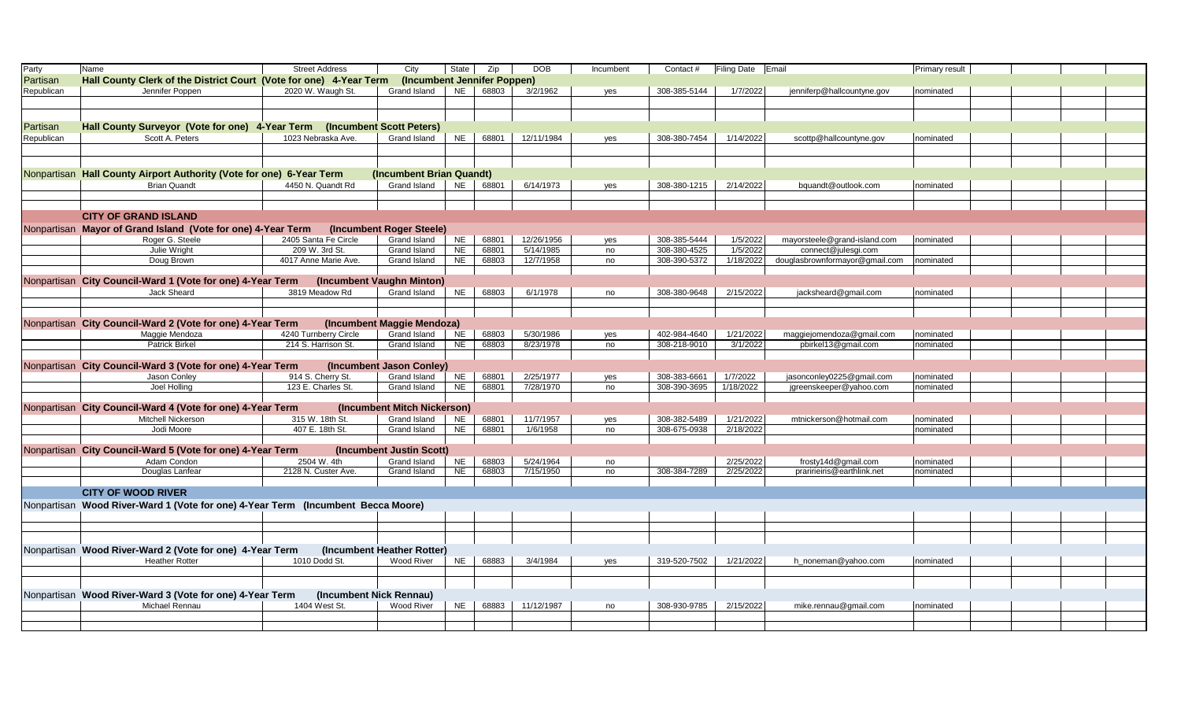| Party | Name | Street Address | City | State | Zip | DOB | Incumbent | Contact # | Filing Date | Email | Primary result | | | | |
|---|---|---|---|---|---|---|---|---|---|---|---|---|---|---|---|
| Partisan | **Hall County Clerk of the District Court (Vote for one) 4-Year Term (Incumbent Jennifer Poppen)** | | | | | | | | | | | | | | |
| Republican | Jennifer Poppen | 2020 W. Waugh St. | Grand Island | NE | 68803 | 3/2/1962 | yes | 308-385-5144 | 1/7/2022 | jenniferp@hallcountyne.gov | nominated | | | | |
| | | | | | | | | | | | | | | | |
| | | | | | | | | | | | | | | | |
| Partisan | **Hall County Surveyor (Vote for one) 4-Year Term (Incumbent Scott Peters)** | | | | | | | | | | | | | | |
| Republican | Scott A. Peters | 1023 Nebraska Ave. | Grand Island | NE | 68801 | 12/11/1984 | yes | 308-380-7454 | 1/14/2022 | scottp@hallcountyne.gov | nominated | | | | |
| | | | | | | | | | | | | | | | |
| | | | | | | | | | | | | | | | |
| Nonpartisan | **Hall County Airport Authority (Vote for one) 6-Year Term** | **(Incumbent Brian Quandt)** | | | | | | | | | | | | | |
| | Brian Quandt | 4450 N. Quandt Rd | Grand Island | NE | 68801 | 6/14/1973 | yes | 308-380-1215 | 2/14/2022 | bquandt@outlook.com | nominated | | | | |
| | | | | | | | | | | | | | | | |
| | | | | | | | | | | | | | | | |
| | **CITY OF GRAND ISLAND** | | | | | | | | | | | | | | |
| Nonpartisan | **Mayor of Grand Island (Vote for one) 4-Year Term** | **(Incumbent Roger Steele)** | | | | | | | | | | | | | |
| | Roger G. Steele | 2405 Santa Fe Circle | Grand Island | NE | 68801 | 12/26/1956 | yes | 308-385-5444 | 1/5/2022 | mayorsteele@grand-island.com | nominated | | | | |
| | Julie Wright | 209 W. 3rd St. | Grand Island | NE | 68801 | 5/14/1985 | no | 308-380-4525 | 1/5/2022 | connect@julesgi.com | | | | | |
| | Doug Brown | 4017 Anne Marie Ave. | Grand Island | NE | 68803 | 12/7/1958 | no | 308-390-5372 | 1/18/2022 | douglasbrownformayor@gmail.com | nominated | | | | |
| | | | | | | | | | | | | | | | |
| Nonpartisan | **City Council-Ward 1 (Vote for one) 4-Year Term** | **(Incumbent Vaughn Minton)** | | | | | | | | | | | | | |
| | Jack Sheard | 3819 Meadow Rd | Grand Island | NE | 68803 | 6/1/1978 | no | 308-380-9648 | 2/15/2022 | jacksheard@gmail.com | nominated | | | | |
| | | | | | | | | | | | | | | | |
| | | | | | | | | | | | | | | | |
| Nonpartisan | **City Council-Ward 2 (Vote for one) 4-Year Term** | **(Incumbent Maggie Mendoza)** | | | | | | | | | | | | | |
| | Maggie Mendoza | 4240 Turnberry Circle | Grand Island | NE | 68803 | 5/30/1986 | yes | 402-984-4640 | 1/21/2022 | maggiejomendoza@gmail.com | nominated | | | | |
| | Patrick Birkel | 214 S. Harrison St. | Grand Island | NE | 68803 | 8/23/1978 | no | 308-218-9010 | 3/1/2022 | pbirkel13@gmail.com | nominated | | | | |
| | | | | | | | | | | | | | | | |
| Nonpartisan | **City Council-Ward 3 (Vote for one) 4-Year Term** | **(Incumbent Jason Conley)** | | | | | | | | | | | | | |
| | Jason Conley | 914 S. Cherry St. | Grand Island | NE | 68801 | 2/25/1977 | yes | 308-383-6661 | 1/7/2022 | jasonconley0225@gmail.com | nominated | | | | |
| | Joel Holling | 123 E. Charles St. | Grand Island | NE | 68801 | 7/28/1970 | no | 308-390-3695 | 1/18/2022 | jgreenskeeper@yahoo.com | nominated | | | | |
| | | | | | | | | | | | | | | | |
| Nonpartisan | **City Council-Ward 4 (Vote for one) 4-Year Term** | **(Incumbent Mitch Nickerson)** | | | | | | | | | | | | | |
| | Mitchell Nickerson | 315 W. 18th St. | Grand Island | NE | 68801 | 11/7/1957 | yes | 308-382-5489 | 1/21/2022 | mtnickerson@hotmail.com | nominated | | | | |
| | Jodi Moore | 407 E. 18th St. | Grand Island | NE | 68801 | 1/6/1958 | no | 308-675-0938 | 2/18/2022 | | nominated | | | | |
| | | | | | | | | | | | | | | | |
| Nonpartisan | **City Council-Ward 5 (Vote for one) 4-Year Term** | **(Incumbent Justin Scott)** | | | | | | | | | | | | | |
| | Adam Condon | 2504 W. 4th | Grand Island | NE | 68803 | 5/24/1964 | no | | 2/25/2022 | frosty14d@gmail.com | nominated | | | | |
| | Douglas Lanfear | 2128 N. Custer Ave. | Grand Island | NE | 68803 | 7/15/1950 | no | 308-384-7289 | 2/25/2022 | prarireiris@earthlink.net | nominated | | | | |
| | | | | | | | | | | | | | | | |
| | **CITY OF WOOD RIVER** | | | | | | | | | | | | | | |
| Nonpartisan | **Wood River-Ward 1 (Vote for one) 4-Year Term (Incumbent Becca Moore)** | | | | | | | | | | | | | | |
| | | | | | | | | | | | | | | | |
| | | | | | | | | | | | | | | | |
| | | | | | | | | | | | | | | | |
| Nonpartisan | **Wood River-Ward 2 (Vote for one) 4-Year Term** | **(Incumbent Heather Rotter)** | | | | | | | | | | | | | |
| | Heather Rotter | 1010 Dodd St. | Wood River | NE | 68883 | 3/4/1984 | yes | 319-520-7502 | 1/21/2022 | h_noneman@yahoo.com | nominated | | | | |
| | | | | | | | | | | | | | | | |
| | | | | | | | | | | | | | | | |
| Nonpartisan | **Wood River-Ward 3 (Vote for one) 4-Year Term** | **(Incumbent Nick Rennau)** | | | | | | | | | | | | | |
| | Michael Rennau | 1404 West St. | Wood River | NE | 68883 | 11/12/1987 | no | 308-930-9785 | 2/15/2022 | mike.rennau@gmail.com | nominated | | | | |
| | | | | | | | | | | | | | | | |
| | | | | | | | | | | | | | | | |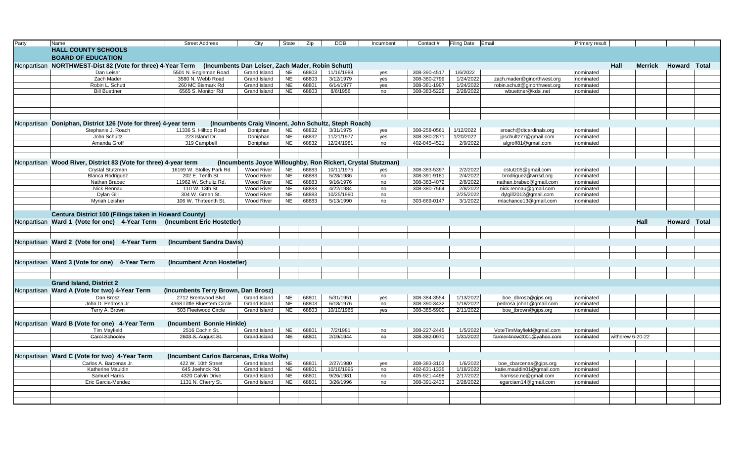| Party | Name | Street Address | City | State | Zip | DOB | Incumbent | Contact # | Filing Date | Email | Primary result | | | | |
|---|---|---|---|---|---|---|---|---|---|---|---|---|---|---|---|
| | **HALL COUNTY SCHOOLS** | | | | | | | | | | | | | | |
| | **BOARD OF EDUCATION** | | | | | | | | | | | | | | |
| Nonpartisan | **NORTHWEST-Dist 82 (Vote for three) 4-Year Term (Incumbents Dan Leiser, Zach Mader, Robin Schutt)** | | | | | | | | | | | **Hall** | **Merrick** | **Howard** | **Total** |
| | Dan Leiser | 5501 N. Engleman Road | Grand Island | NE | 68803 | 11/16/1988 | yes | 308-390-4517 | 1/6/2022 | | nominated | | | | |
| | Zach Mader | 3580 N. Webb Road | Grand Island | NE | 68803 | 3/12/1979 | yes | 308-380-2799 | 1/24/2022 | zach.mader@ginorthwest.org | nominated | | | | |
| | Robin L. Schutt | 260 MC Bismark Rd | Grand Island | NE | 68801 | 6/14/1977 | yes | 308-381-1997 | 1/24/2022 | robin.schutt@ginorthwest.org | nominated | | | | |
| | Bill Buettner | 6565 S. Monitor Rd | Grand Island | NE | 68803 | 8/6/1956 | no | 308-383-5226 | 2/28/2022 | wbuettner@kdsi.net | nominated | | | | |
| Nonpartisan | **Doniphan, District 126 (Vote for three) 4-year term** | **(Incumbents Craig Vincent, John Schultz, Steph Roach)** | | | | | | | | | | | | | |
| | Stephanie J. Roach | 11336 S. Hilltop Road | Doniphan | NE | 68832 | 3/31/1975 | yes | 308-258-0561 | 1/12/2022 | sroach@dtcardinals.org | nominated | | | | |
| | John Schultz | 223 Island Dr. | Doniphan | NE | 68832 | 11/21/1977 | yes | 308-380-2871 | 1/20/2022 | jpschultz77@gmail.com | nominated | | | | |
| | Amanda Groff | 319 Campbell | Doniphan | NE | 68832 | 12/24/1981 | no | 402-845-4521 | 2/9/2022 | algroff81@gmail.com | nominated | | | | |
| Nonpartisan | **Wood River, District 83 (Vote for three) 4-year term** | **(Incumbents Joyce Willoughby, Ron Rickert, Crystal Stutzman)** | | | | | | | | | | | | | |
| | Crystal Stutzman | 16169 W. Stolley Park Rd | Wood River | NE | 68883 | 10/11/1975 | yes | 308-383-5397 | 2/2/2022 | cstutz05@gmail.com | nominated | | | | |
| | Blanca Rodriguez | 202 E. Tenth St. | Wood River | NE | 68883 | 5/28/1986 | no | 308-391-9181 | 2/4/2022 | brodriguez@wrrsd.org | nominated | | | | |
| | Nathan Brabec | 11962 W. Schultz Rd. | Wood River | NE | 68883 | 9/16/1976 | no | 308-383-4072 | 2/8/2022 | nathan.brabec@gmail.com | nominated | | | | |
| | Nick Rennau | 110 W. 13th St. | Wood River | NE | 68883 | 4/22/1984 | no | 308-380-7564 | 2/8/2022 | nick.rennau@gmail.com | nominated | | | | |
| | Dylan Gill | 304 W. Green St. | Wood River | NE | 68883 | 10/25/1990 | no | | 2/25/2022 | dylgill2012@gmail.com | nominated | | | | |
| | Myriah Leisher | 106 W. Thirteenth St. | Wood River | NE | 68883 | 5/13/1990 | no | 303-669-0147 | 3/1/2022 | mlachance13@gmail.com | nominated | | | | |
| | **Centura District 100 (Filings taken in Howard County)** | | | | | | | | | | | | | | |
| Nonpartisan | **Ward 1 (Vote for one) 4-Year Term** | **(Incumbent Eric Hostetler)** | | | | | | | | | | | **Hall** | **Howard** | **Total** |
| Nonpartisan | **Ward 2 (Vote for one) 4-Year Term** | **(Incumbent Sandra Davis)** | | | | | | | | | | | | | |
| Nonpartisan | **Ward 3 (Vote for one) 4-Year Term** | **(Incumbent Aron Hostetler)** | | | | | | | | | | | | | |
| | **Grand Island, District 2** | | | | | | | | | | | | | | |
| Nonpartisan | **Ward A (Vote for two) 4-Year Term** | **(Incumbents Terry Brown, Dan Brosz)** | | | | | | | | | | | | | |
| | Dan Brosz | 2712 Brentwood Blvd | Grand Island | NE | 68801 | 5/31/1951 | yes | 308-384-3554 | 1/13/2022 | boe_dbrosz@gips.org | nominated | | | | |
| | John D. Pedrosa Jr. | 4368 Little Bluestem Circle | Grand Island | NE | 68803 | 6/18/1976 | no | 308-390-3432 | 1/18/2022 | pedrosa.john1@gmail.com | nominated | | | | |
| | Terry A. Brown | 503 Fleetwood Circle | Grand Island | NE | 68803 | 10/10/1965 | yes | 308-385-5900 | 2/11/2022 | boe_tbrown@gips.org | nominated | | | | |
| Nonpartisan | **Ward B (Vote for one) 4-Year Term** | **(Incumbent Bonnie Hinkle)** | | | | | | | | | | | | | |
| | Tim Mayfield | 2516 Cochin St. | Grand Island | NE | 68801 | 7/2/1981 | no | 308-227-2445 | 1/5/2022 | VoteTimMayfield@gmail.com | nominated | | | | |
| | ~~Carol Schooley~~ | ~~2603 S. August St.~~ | ~~Grand Island~~ | ~~NE~~ | ~~68801~~ | ~~2/19/1944~~ | ~~no~~ | ~~308-382-0971~~ | ~~1/31/2022~~ | ~~farmer4now2001@yahoo.com~~ | ~~nominated~~ | withdrew 6-20-22 | | | |
| Nonpartisan | **Ward C (Vote for two) 4-Year Term** | **(Incumbent Carlos Barcenas, Erika Wolfe)** | | | | | | | | | | | | | |
| | Carlos A. Barcenas Jr. | 422 W. 10th Street | Grand Island | NE | 68801 | 2/27/1980 | yes | 308-383-3103 | 1/6/2022 | boe_cbarcenas@gips.org | nominated | | | | |
| | Katherine Mauldin | 645 Joehnck Rd. | Grand Island | NE | 68801 | 10/16/1995 | no | 402-631-1335 | 1/18/2022 | katie.mauldin01@gmail.com | nominated | | | | |
| | Samuel Harris | 4320 Calvin Drive | Grand Island | NE | 68801 | 9/26/1981 | no | 405-921-4498 | 2/17/2022 | harrisse.ne@gmail.com | nominated | | | | |
| | Eric Garcia-Mendez | 1131 N. Cherry St. | Grand Island | NE | 68801 | 3/26/1996 | no | 308-391-2433 | 2/28/2022 | egarciam14@gmail.com | nominated | | | | |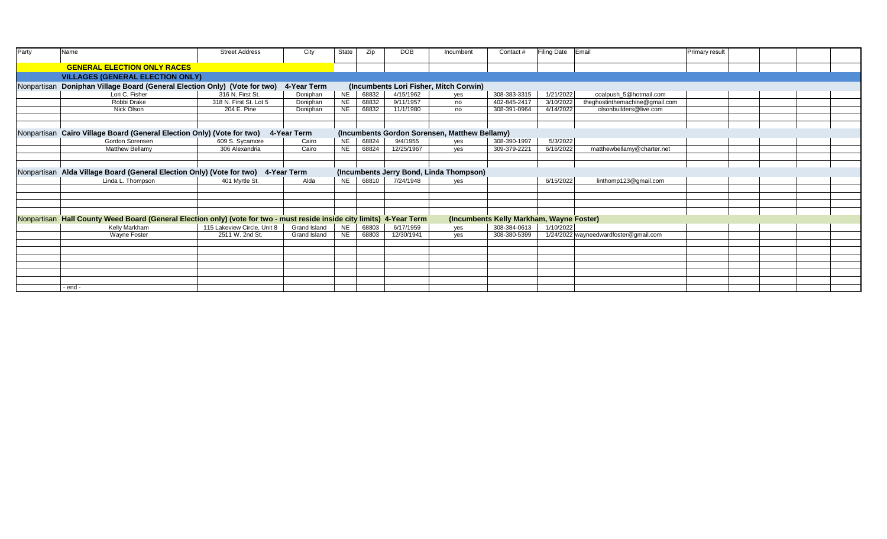| Party | Name | Street Address | City | State | Zip | DOB | Incumbent | Contact # | Filing Date | Email | Primary result | | | | |
|---|---|---|---|---|---|---|---|---|---|---|---|---|---|---|---|
| | **GENERAL ELECTION ONLY RACES** | | | | | | | | | | | | | | |
| | **VILLAGES (GENERAL ELECTION ONLY)** | | | | | | | | | | | | | | |
| Nonpartisan | **Doniphan Village Board (General Election Only) (Vote for two)** | | **4-Year Term** | | | **(Incumbents Lori Fisher, Mitch Corwin)** | | | | | | | | | |
| | Lori C. Fisher | 316 N. First St. | Doniphan | NE | 68832 | 4/15/1962 | yes | 308-383-3315 | 1/21/2022 | coalpush_5@hotmail.com | | | | | |
| | Robbi Drake | 318 N. First St. Lot 5 | Doniphan | NE | 68832 | 9/11/1957 | no | 402-845-2417 | 3/10/2022 | theghostinthemachine@gmail.com | | | | | |
| | Nick Olson | 204 E. Pine | Doniphan | NE | 68832 | 11/1/1980 | no | 308-391-0964 | 4/14/2022 | olsonbuilders@live.com | | | | | |
| | | | | | | | | | | | | | | | |
| Nonpartisan | **Cairo Village Board (General Election Only) (Vote for two)** | | **4-Year Term** | | | **(Incumbents Gordon Sorensen, Matthew Bellamy)** | | | | | | | | | |
| | Gordon Sorensen | 609 S. Sycamore | Cairo | NE | 68824 | 9/4/1955 | yes | 308-390-1997 | 5/3/2022 | | | | | | |
| | Matthew Bellamy | 306 Alexandria | Cairo | NE | 68824 | 12/25/1967 | yes | 309-379-2221 | 6/16/2022 | matthewbellamy@charter.net | | | | | |
| | | | | | | | | | | | | | | | |
| Nonpartisan | **Alda Village Board (General Election Only) (Vote for two)** | | **4-Year Term** | | | **(Incumbents Jerry Bond, Linda Thompson)** | | | | | | | | | |
| | Linda L. Thompson | 401 Myrtle St. | Alda | NE | 68810 | 7/24/1948 | yes | | 6/15/2022 | linthomp123@gmail.com | | | | | |
| | | | | | | | | | | | | | | | |
| Nonpartisan | **Hall County Weed Board (General Election only) (vote for two - must reside inside city limits)** | | | | | **4-Year Term** | | **(Incumbents Kelly Markham, Wayne Foster)** | | | | | | | |
| | Kelly Markham | 115 Lakeview Circle, Unit 8 | Grand Island | NE | 68803 | 6/17/1959 | yes | 308-384-0613 | 1/10/2022 | | | | | | |
| | Wayne Foster | 2511 W. 2nd St. | Grand Island | NE | 68803 | 12/30/1941 | yes | 308-380-5399 | 1/24/2022 | wayneedwardfoster@gmail.com | | | | | |
| | | | | | | | | | | | | | | | |
| | - end - | | | | | | | | | | | | | | |